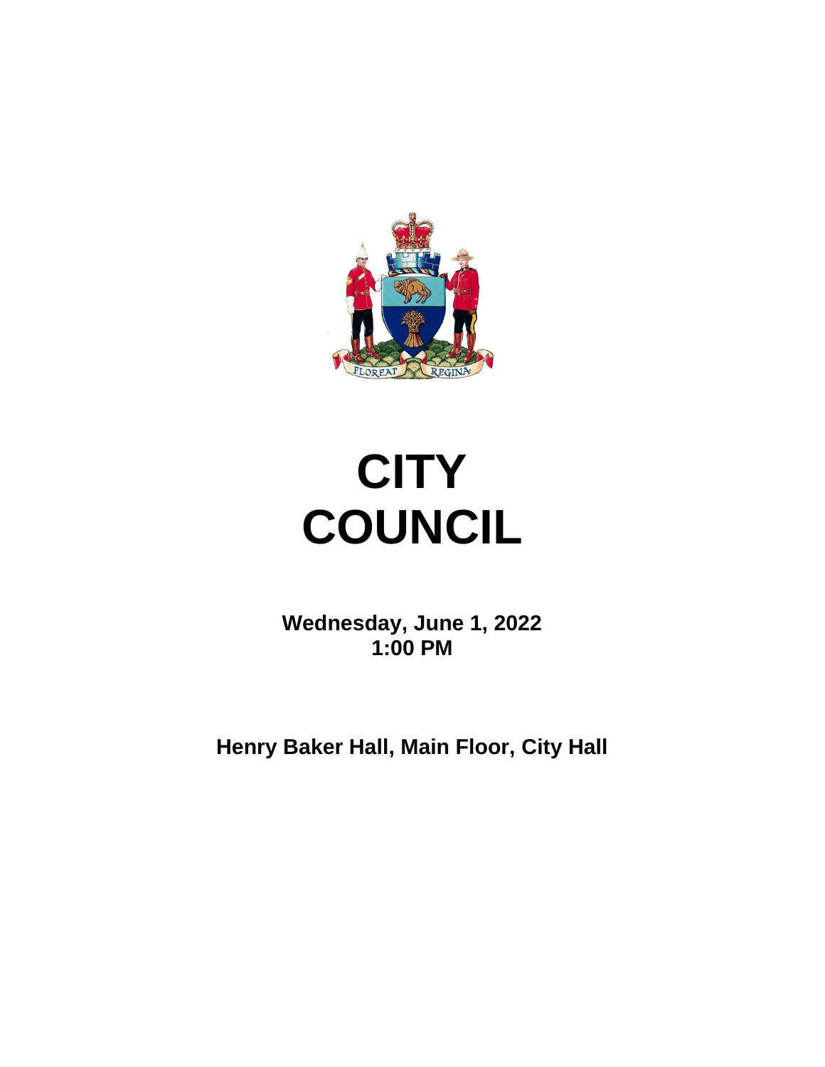# CITY COUNCIL

**Wednesday, June 1, 2022**
**1:00 PM**

**Henry Baker Hall, Main Floor, City Hall**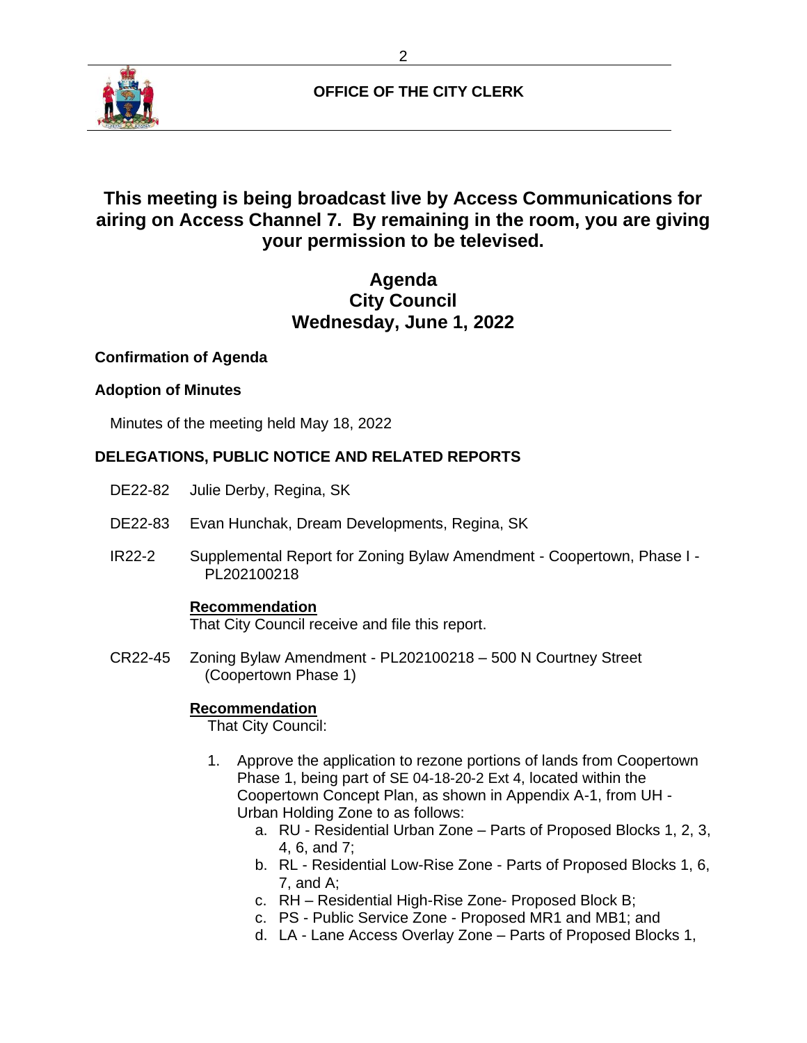**OFFICE OF THE CITY CLERK**

# This meeting is being broadcast live by Access Communications for airing on Access Channel 7. By remaining in the room, you are giving your permission to be televised.

## Agenda
## City Council
## Wednesday, June 1, 2022

**Confirmation of Agenda**

**Adoption of Minutes**

Minutes of the meeting held May 18, 2022

**DELEGATIONS, PUBLIC NOTICE AND RELATED REPORTS**

DE22-82 Julie Derby, Regina, SK

DE22-83 Evan Hunchak, Dream Developments, Regina, SK

IR22-2 Supplemental Report for Zoning Bylaw Amendment - Coopertown, Phase I - PL202100218

**Recommendation**
That City Council receive and file this report.

CR22-45 Zoning Bylaw Amendment - PL202100218 – 500 N Courtney Street (Coopertown Phase 1)

**Recommendation**
That City Council:

1. Approve the application to rezone portions of lands from Coopertown Phase 1, being part of SE 04-18-20-2 Ext 4, located within the Coopertown Concept Plan, as shown in Appendix A-1, from UH - Urban Holding Zone to as follows:
   a. RU - Residential Urban Zone – Parts of Proposed Blocks 1, 2, 3, 4, 6, and 7;
   b. RL - Residential Low-Rise Zone - Parts of Proposed Blocks 1, 6, 7, and A;
   c. RH – Residential High-Rise Zone- Proposed Block B;
   c. PS - Public Service Zone - Proposed MR1 and MB1; and
   d. LA - Lane Access Overlay Zone – Parts of Proposed Blocks 1,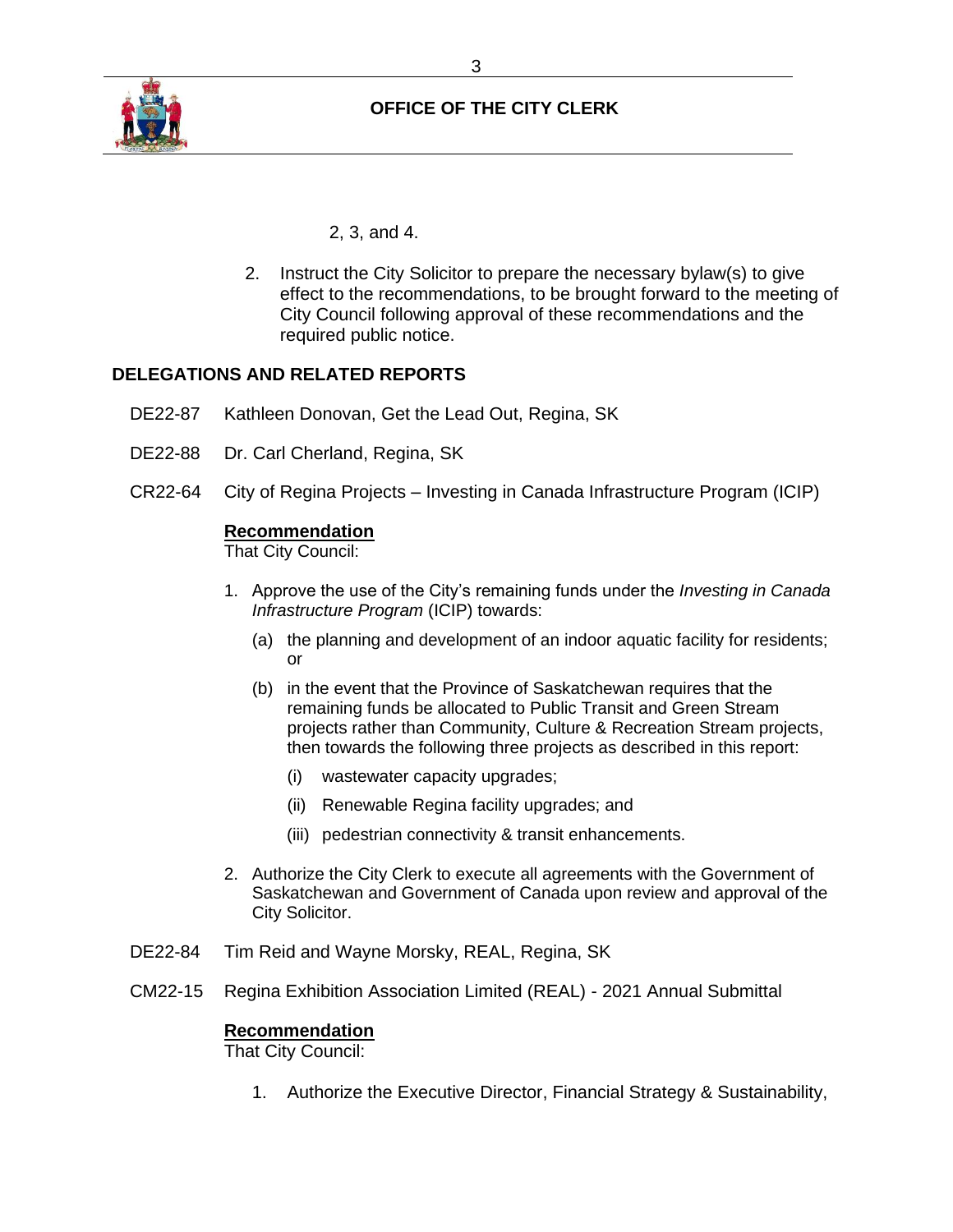2, 3, and 4.

2. Instruct the City Solicitor to prepare the necessary bylaw(s) to give effect to the recommendations, to be brought forward to the meeting of City Council following approval of these recommendations and the required public notice.

## DELEGATIONS AND RELATED REPORTS

DE22-87 Kathleen Donovan, Get the Lead Out, Regina, SK

DE22-88 Dr. Carl Cherland, Regina, SK

CR22-64 City of Regina Projects – Investing in Canada Infrastructure Program (ICIP)

**Recommendation**

That City Council:

1. Approve the use of the City's remaining funds under the *Investing in Canada Infrastructure Program* (ICIP) towards:
   (a) the planning and development of an indoor aquatic facility for residents; or
   (b) in the event that the Province of Saskatchewan requires that the remaining funds be allocated to Public Transit and Green Stream projects rather than Community, Culture & Recreation Stream projects, then towards the following three projects as described in this report:
      (i) wastewater capacity upgrades;
      (ii) Renewable Regina facility upgrades; and
      (iii) pedestrian connectivity & transit enhancements.
2. Authorize the City Clerk to execute all agreements with the Government of Saskatchewan and Government of Canada upon review and approval of the City Solicitor.

DE22-84 Tim Reid and Wayne Morsky, REAL, Regina, SK

CM22-15 Regina Exhibition Association Limited (REAL) - 2021 Annual Submittal

**Recommendation**

That City Council:

1. Authorize the Executive Director, Financial Strategy & Sustainability,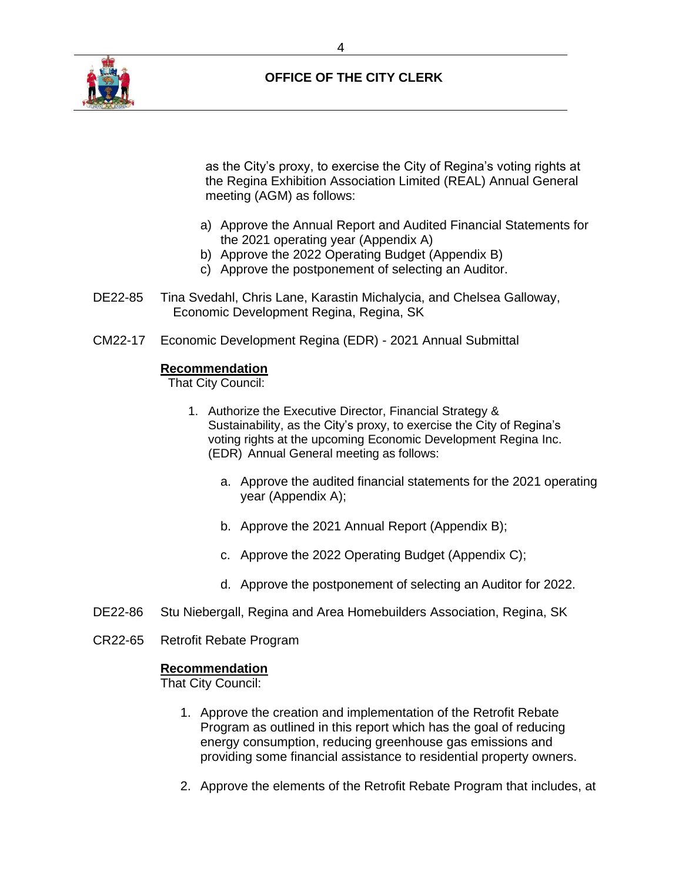as the City's proxy, to exercise the City of Regina's voting rights at the Regina Exhibition Association Limited (REAL) Annual General meeting (AGM) as follows:

a) Approve the Annual Report and Audited Financial Statements for the 2021 operating year (Appendix A)
b) Approve the 2022 Operating Budget (Appendix B)
c) Approve the postponement of selecting an Auditor.

DE22-85 Tina Svedahl, Chris Lane, Karastin Michalycia, and Chelsea Galloway, Economic Development Regina, Regina, SK

CM22-17 Economic Development Regina (EDR) - 2021 Annual Submittal

**Recommendation**

That City Council:

1. Authorize the Executive Director, Financial Strategy & Sustainability, as the City's proxy, to exercise the City of Regina's voting rights at the upcoming Economic Development Regina Inc. (EDR) Annual General meeting as follows:

   a. Approve the audited financial statements for the 2021 operating year (Appendix A);

   b. Approve the 2021 Annual Report (Appendix B);

   c. Approve the 2022 Operating Budget (Appendix C);

   d. Approve the postponement of selecting an Auditor for 2022.

DE22-86 Stu Niebergall, Regina and Area Homebuilders Association, Regina, SK

CR22-65 Retrofit Rebate Program

**Recommendation**

That City Council:

1. Approve the creation and implementation of the Retrofit Rebate Program as outlined in this report which has the goal of reducing energy consumption, reducing greenhouse gas emissions and providing some financial assistance to residential property owners.

2. Approve the elements of the Retrofit Rebate Program that includes, at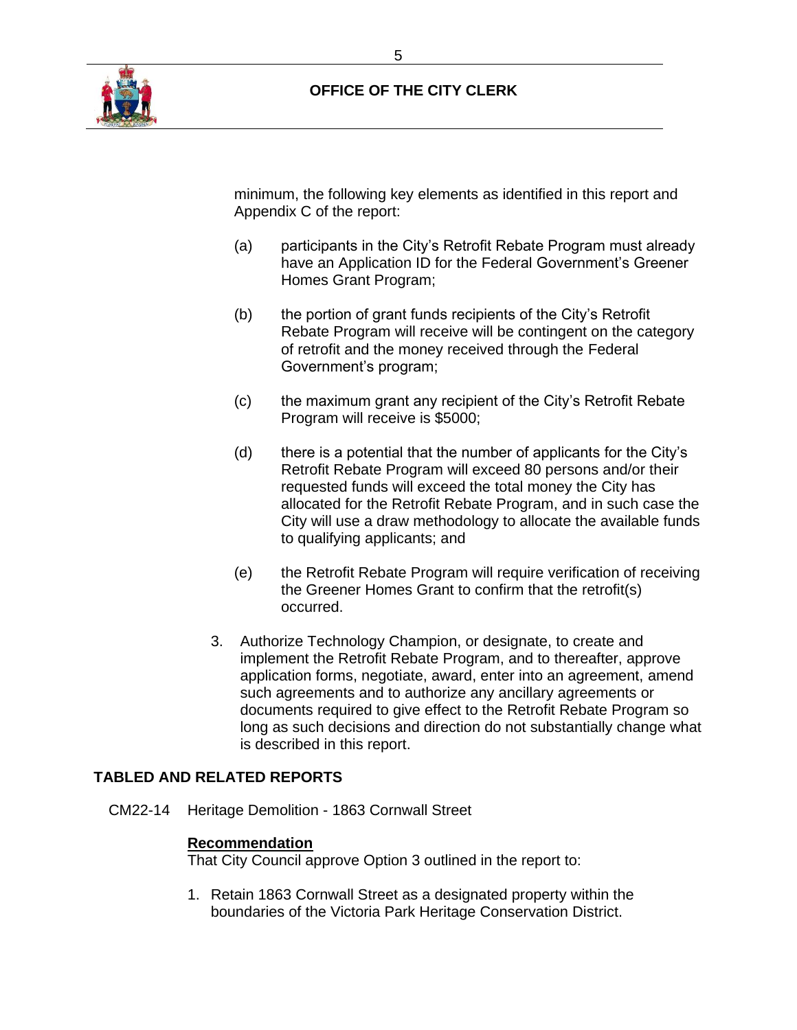minimum, the following key elements as identified in this report and Appendix C of the report:

(a) participants in the City's Retrofit Rebate Program must already have an Application ID for the Federal Government's Greener Homes Grant Program;

(b) the portion of grant funds recipients of the City's Retrofit Rebate Program will receive will be contingent on the category of retrofit and the money received through the Federal Government's program;

(c) the maximum grant any recipient of the City's Retrofit Rebate Program will receive is $5000;

(d) there is a potential that the number of applicants for the City's Retrofit Rebate Program will exceed 80 persons and/or their requested funds will exceed the total money the City has allocated for the Retrofit Rebate Program, and in such case the City will use a draw methodology to allocate the available funds to qualifying applicants; and

(e) the Retrofit Rebate Program will require verification of receiving the Greener Homes Grant to confirm that the retrofit(s) occurred.

3. Authorize Technology Champion, or designate, to create and implement the Retrofit Rebate Program, and to thereafter, approve application forms, negotiate, award, enter into an agreement, amend such agreements and to authorize any ancillary agreements or documents required to give effect to the Retrofit Rebate Program so long as such decisions and direction do not substantially change what is described in this report.

## TABLED AND RELATED REPORTS

CM22-14 Heritage Demolition - 1863 Cornwall Street

**Recommendation**

That City Council approve Option 3 outlined in the report to:

1. Retain 1863 Cornwall Street as a designated property within the boundaries of the Victoria Park Heritage Conservation District.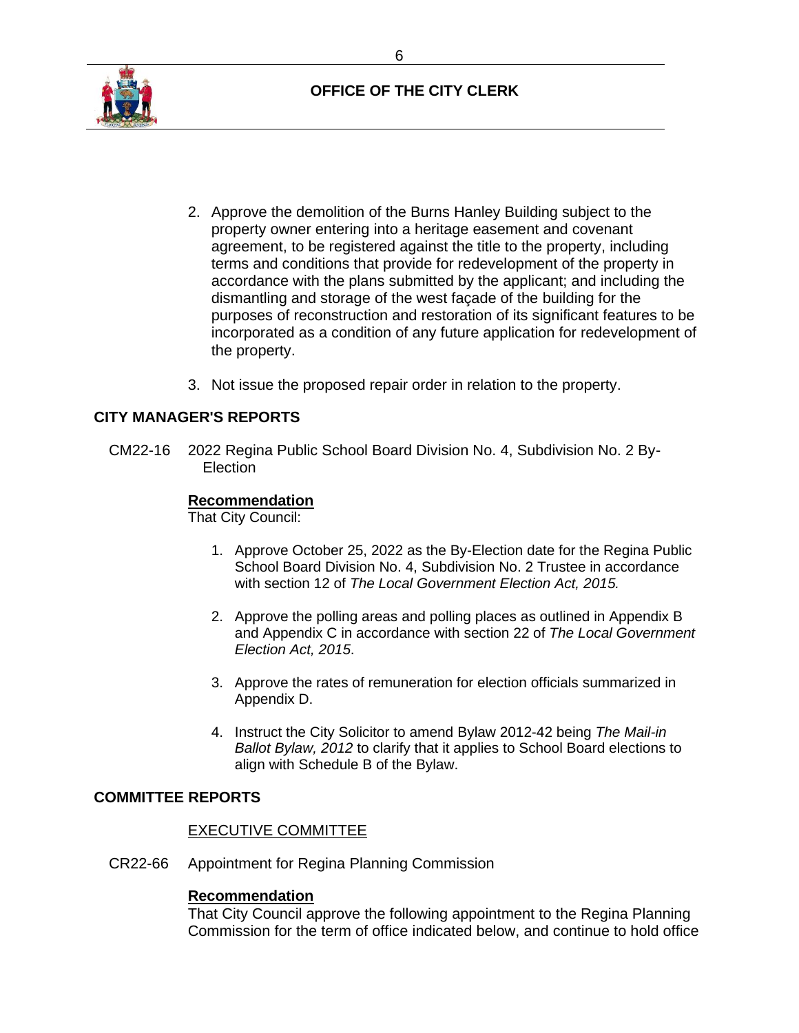2. Approve the demolition of the Burns Hanley Building subject to the property owner entering into a heritage easement and covenant agreement, to be registered against the title to the property, including terms and conditions that provide for redevelopment of the property in accordance with the plans submitted by the applicant; and including the dismantling and storage of the west façade of the building for the purposes of reconstruction and restoration of its significant features to be incorporated as a condition of any future application for redevelopment of the property.

3. Not issue the proposed repair order in relation to the property.

## CITY MANAGER'S REPORTS

CM22-16 2022 Regina Public School Board Division No. 4, Subdivision No. 2 By-Election

**Recommendation**

That City Council:

1. Approve October 25, 2022 as the By-Election date for the Regina Public School Board Division No. 4, Subdivision No. 2 Trustee in accordance with section 12 of *The Local Government Election Act, 2015.*

2. Approve the polling areas and polling places as outlined in Appendix B and Appendix C in accordance with section 22 of *The Local Government Election Act, 2015*.

3. Approve the rates of remuneration for election officials summarized in Appendix D.

4. Instruct the City Solicitor to amend Bylaw 2012-42 being *The Mail-in Ballot Bylaw, 2012* to clarify that it applies to School Board elections to align with Schedule B of the Bylaw.

## COMMITTEE REPORTS

EXECUTIVE COMMITTEE

CR22-66 Appointment for Regina Planning Commission

**Recommendation**

That City Council approve the following appointment to the Regina Planning Commission for the term of office indicated below, and continue to hold office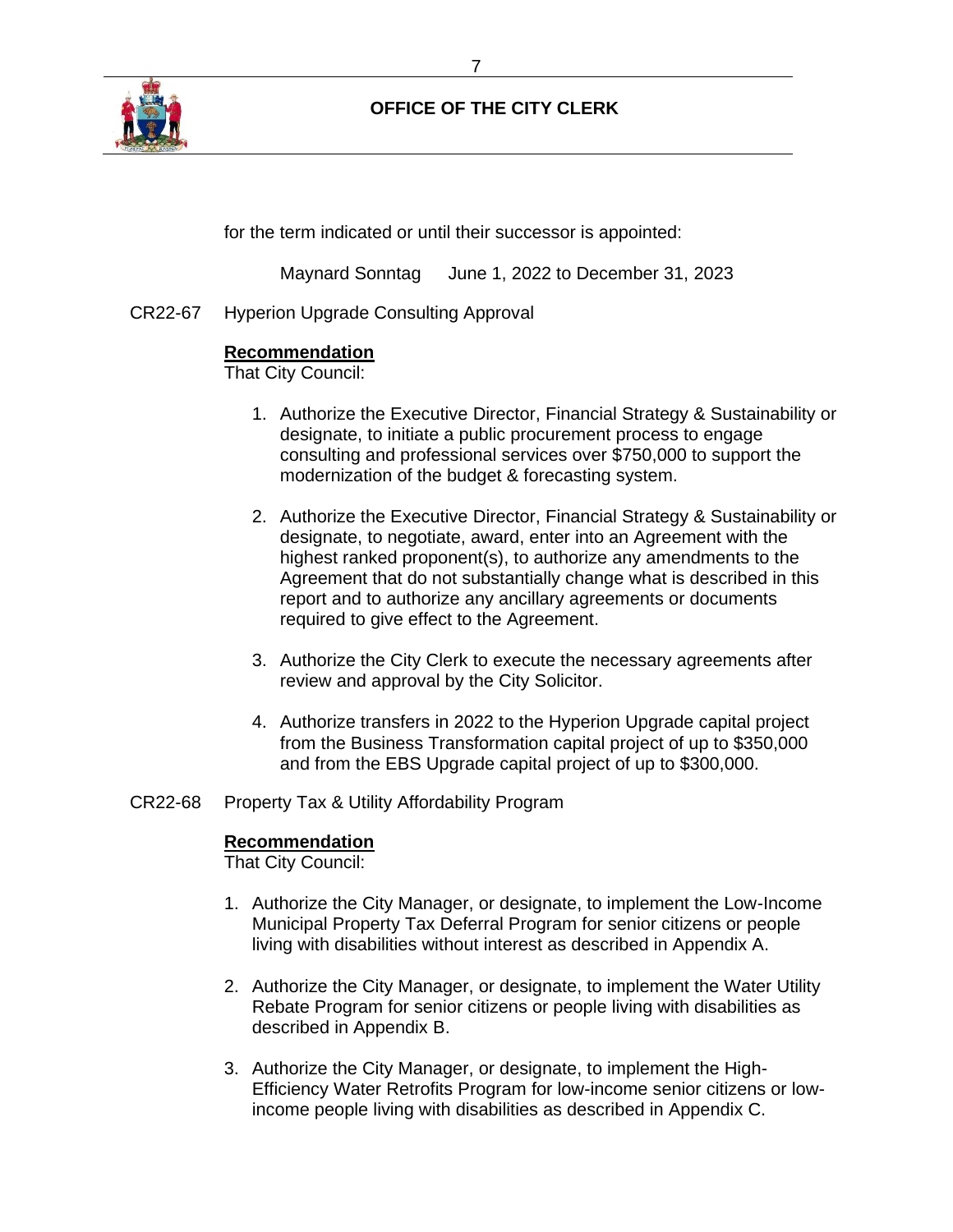for the term indicated or until their successor is appointed:

Maynard Sonntag June 1, 2022 to December 31, 2023

CR22-67 Hyperion Upgrade Consulting Approval

**Recommendation**
That City Council:

1. Authorize the Executive Director, Financial Strategy & Sustainability or designate, to initiate a public procurement process to engage consulting and professional services over $750,000 to support the modernization of the budget & forecasting system.

2. Authorize the Executive Director, Financial Strategy & Sustainability or designate, to negotiate, award, enter into an Agreement with the highest ranked proponent(s), to authorize any amendments to the Agreement that do not substantially change what is described in this report and to authorize any ancillary agreements or documents required to give effect to the Agreement.

3. Authorize the City Clerk to execute the necessary agreements after review and approval by the City Solicitor.

4. Authorize transfers in 2022 to the Hyperion Upgrade capital project from the Business Transformation capital project of up to $350,000 and from the EBS Upgrade capital project of up to $300,000.

CR22-68 Property Tax & Utility Affordability Program

**Recommendation**
That City Council:

1. Authorize the City Manager, or designate, to implement the Low-Income Municipal Property Tax Deferral Program for senior citizens or people living with disabilities without interest as described in Appendix A.

2. Authorize the City Manager, or designate, to implement the Water Utility Rebate Program for senior citizens or people living with disabilities as described in Appendix B.

3. Authorize the City Manager, or designate, to implement the High-Efficiency Water Retrofits Program for low-income senior citizens or low-income people living with disabilities as described in Appendix C.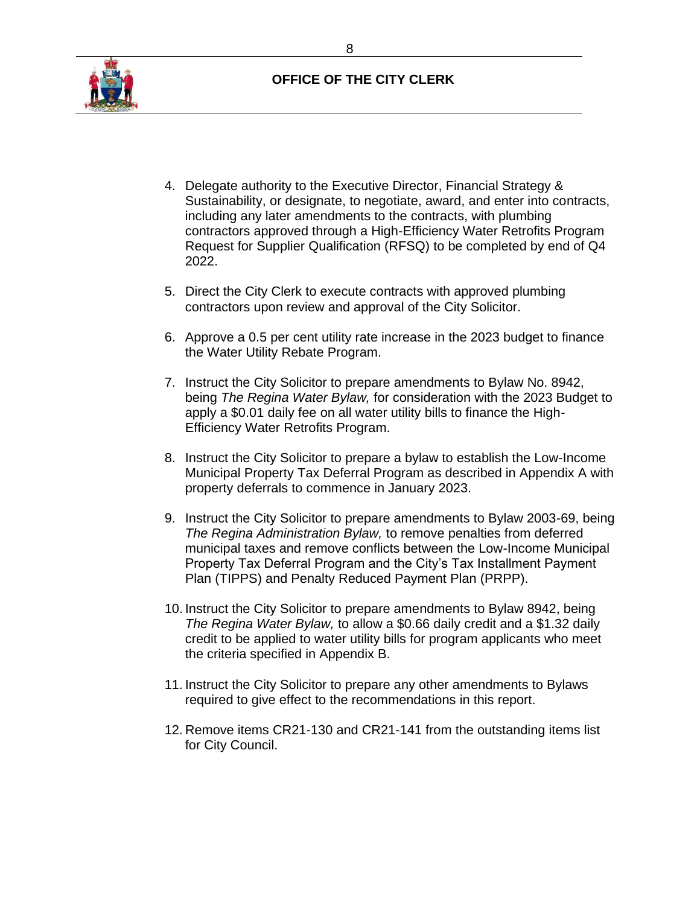4. Delegate authority to the Executive Director, Financial Strategy & Sustainability, or designate, to negotiate, award, and enter into contracts, including any later amendments to the contracts, with plumbing contractors approved through a High-Efficiency Water Retrofits Program Request for Supplier Qualification (RFSQ) to be completed by end of Q4 2022.

5. Direct the City Clerk to execute contracts with approved plumbing contractors upon review and approval of the City Solicitor.

6. Approve a 0.5 per cent utility rate increase in the 2023 budget to finance the Water Utility Rebate Program.

7. Instruct the City Solicitor to prepare amendments to Bylaw No. 8942, being *The Regina Water Bylaw,* for consideration with the 2023 Budget to apply a $0.01 daily fee on all water utility bills to finance the High-Efficiency Water Retrofits Program.

8. Instruct the City Solicitor to prepare a bylaw to establish the Low-Income Municipal Property Tax Deferral Program as described in Appendix A with property deferrals to commence in January 2023.

9. Instruct the City Solicitor to prepare amendments to Bylaw 2003-69, being *The Regina Administration Bylaw,* to remove penalties from deferred municipal taxes and remove conflicts between the Low-Income Municipal Property Tax Deferral Program and the City's Tax Installment Payment Plan (TIPPS) and Penalty Reduced Payment Plan (PRPP).

10. Instruct the City Solicitor to prepare amendments to Bylaw 8942, being *The Regina Water Bylaw,* to allow a $0.66 daily credit and a $1.32 daily credit to be applied to water utility bills for program applicants who meet the criteria specified in Appendix B.

11. Instruct the City Solicitor to prepare any other amendments to Bylaws required to give effect to the recommendations in this report.

12. Remove items CR21-130 and CR21-141 from the outstanding items list for City Council.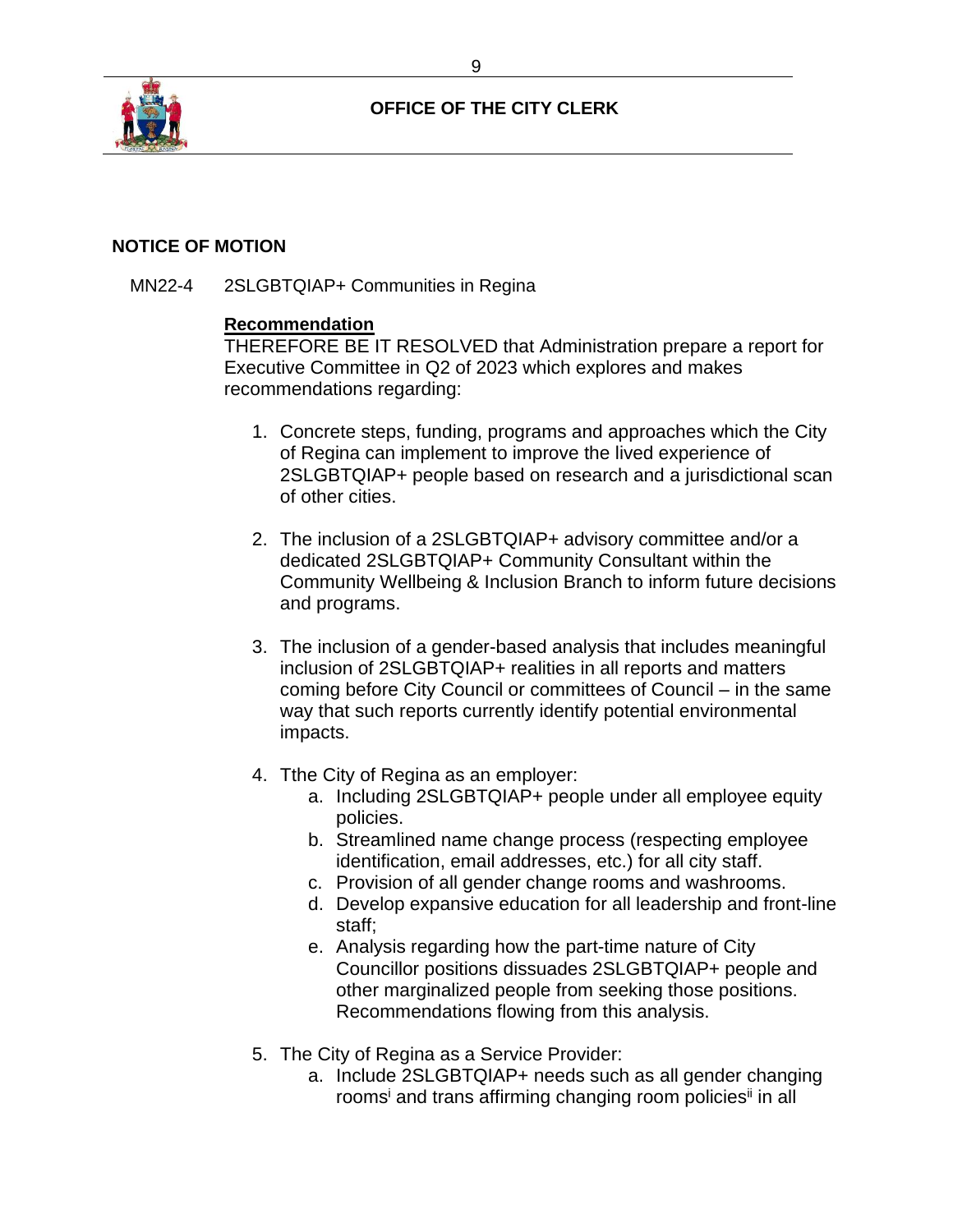**OFFICE OF THE CITY CLERK**

## NOTICE OF MOTION

MN22-4 2SLGBTQIAP+ Communities in Regina

**Recommendation**

THEREFORE BE IT RESOLVED that Administration prepare a report for Executive Committee in Q2 of 2023 which explores and makes recommendations regarding:

1. Concrete steps, funding, programs and approaches which the City of Regina can implement to improve the lived experience of 2SLGBTQIAP+ people based on research and a jurisdictional scan of other cities.

2. The inclusion of a 2SLGBTQIAP+ advisory committee and/or a dedicated 2SLGBTQIAP+ Community Consultant within the Community Wellbeing & Inclusion Branch to inform future decisions and programs.

3. The inclusion of a gender-based analysis that includes meaningful inclusion of 2SLGBTQIAP+ realities in all reports and matters coming before City Council or committees of Council – in the same way that such reports currently identify potential environmental impacts.

4. Tthe City of Regina as an employer:
   a. Including 2SLGBTQIAP+ people under all employee equity policies.
   b. Streamlined name change process (respecting employee identification, email addresses, etc.) for all city staff.
   c. Provision of all gender change rooms and washrooms.
   d. Develop expansive education for all leadership and front-line staff;
   e. Analysis regarding how the part-time nature of City Councillor positions dissuades 2SLGBTQIAP+ people and other marginalized people from seeking those positions. Recommendations flowing from this analysis.

5. The City of Regina as a Service Provider:
   a. Include 2SLGBTQIAP+ needs such as all gender changing rooms[i] and trans affirming changing room policies[ii] in all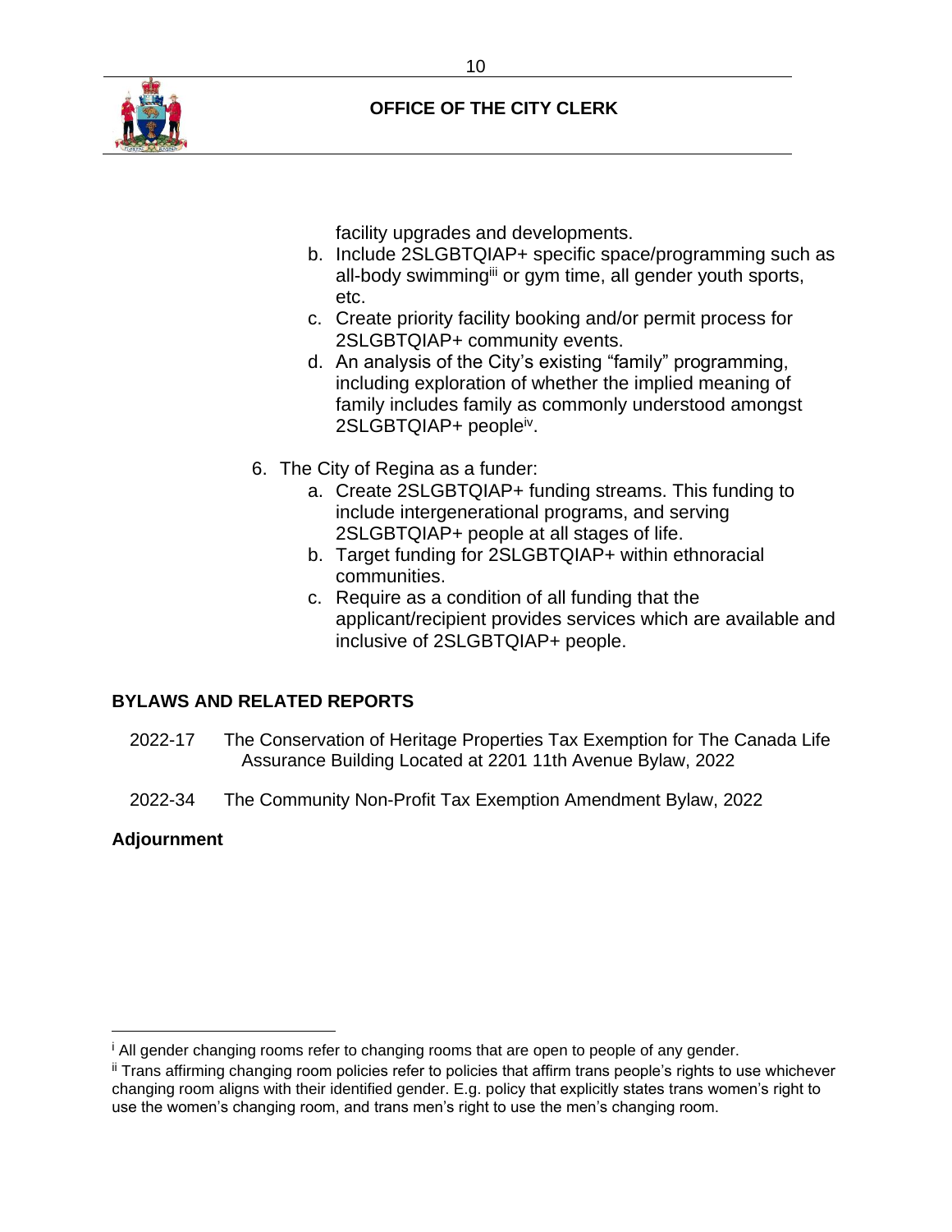facility upgrades and developments.

   b. Include 2SLGBTQIAP+ specific space/programming such as all-body swimming[iii] or gym time, all gender youth sports, etc.
   c. Create priority facility booking and/or permit process for 2SLGBTQIAP+ community events.
   d. An analysis of the City's existing "family" programming, including exploration of whether the implied meaning of family includes family as commonly understood amongst 2SLGBTQIAP+ people[iv].

6. The City of Regina as a funder:
   a. Create 2SLGBTQIAP+ funding streams. This funding to include intergenerational programs, and serving 2SLGBTQIAP+ people at all stages of life.
   b. Target funding for 2SLGBTQIAP+ within ethnoracial communities.
   c. Require as a condition of all funding that the applicant/recipient provides services which are available and inclusive of 2SLGBTQIAP+ people.

## BYLAWS AND RELATED REPORTS

2022-17 The Conservation of Heritage Properties Tax Exemption for The Canada Life Assurance Building Located at 2201 11th Avenue Bylaw, 2022

2022-34 The Community Non-Profit Tax Exemption Amendment Bylaw, 2022

**Adjournment**

---

[i] All gender changing rooms refer to changing rooms that are open to people of any gender.

[ii] Trans affirming changing room policies refer to policies that affirm trans people's rights to use whichever changing room aligns with their identified gender. E.g. policy that explicitly states trans women's right to use the women's changing room, and trans men's right to use the men's changing room.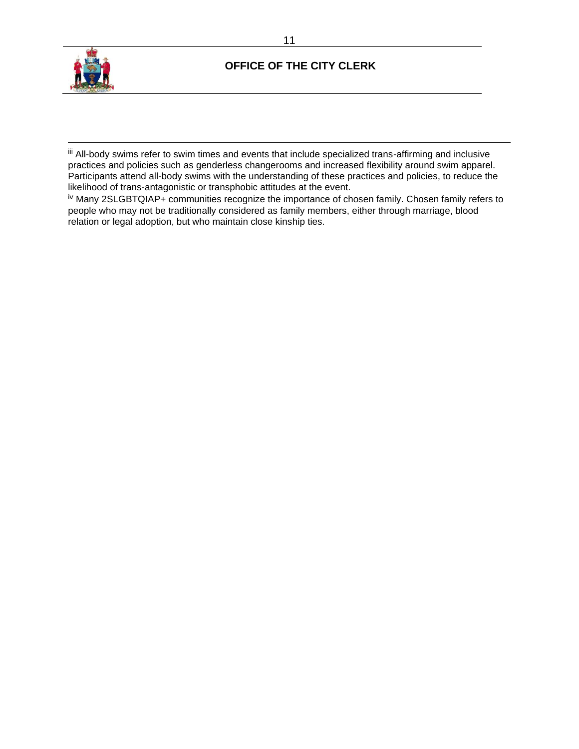[iii] All-body swims refer to swim times and events that include specialized trans-affirming and inclusive practices and policies such as genderless changerooms and increased flexibility around swim apparel. Participants attend all-body swims with the understanding of these practices and policies, to reduce the likelihood of trans-antagonistic or transphobic attitudes at the event.

[iv] Many 2SLGBTQIAP+ communities recognize the importance of chosen family. Chosen family refers to people who may not be traditionally considered as family members, either through marriage, blood relation or legal adoption, but who maintain close kinship ties.